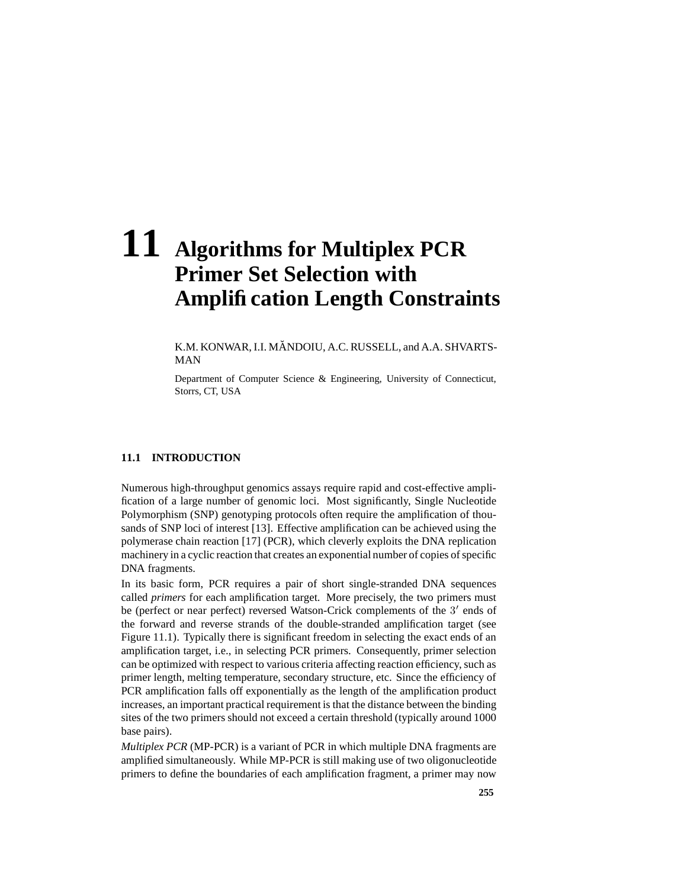# 11 Algorithms for Multiplex PCR Primer Set Selection with Amplification Length Constraints

K.M. KONWAR, I.I. MĂNDOIU, A.C. RUSSELL, and A.A. SHVARTSMAN

Department of Computer Science & Engineering, University of Connecticut, Storrs, CT, USA

## 11.1 INTRODUCTION

Numerous high-throughput genomics assays require rapid and cost-effective amplification of a large number of genomic loci. Most significantly, Single Nucleotide Polymorphism (SNP) genotyping protocols often require the amplification of thousands of SNP loci of interest [13]. Effective amplification can be achieved using the polymerase chain reaction [17] (PCR), which cleverly exploits the DNA replication machinery in a cyclic reaction that creates an exponential number of copies of specific DNA fragments.

In its basic form, PCR requires a pair of short single-stranded DNA sequences called *primers* for each amplification target. More precisely, the two primers must be (perfect or near perfect) reversed Watson-Crick complements of the $3'$ ends of the forward and reverse strands of the double-stranded amplification target (see Figure 11.1). Typically there is significant freedom in selecting the exact ends of an amplification target, i.e., in selecting PCR primers. Consequently, primer selection can be optimized with respect to various criteria affecting reaction efficiency, such as primer length, melting temperature, secondary structure, etc. Since the efficiency of PCR amplification falls off exponentially as the length of the amplification product increases, an important practical requirement is that the distance between the binding sites of the two primers should not exceed a certain threshold (typically around 1000 base pairs).

*Multiplex PCR* (MP-PCR) is a variant of PCR in which multiple DNA fragments are amplified simultaneously. While MP-PCR is still making use of two oligonucleotide primers to define the boundaries of each amplification fragment, a primer may now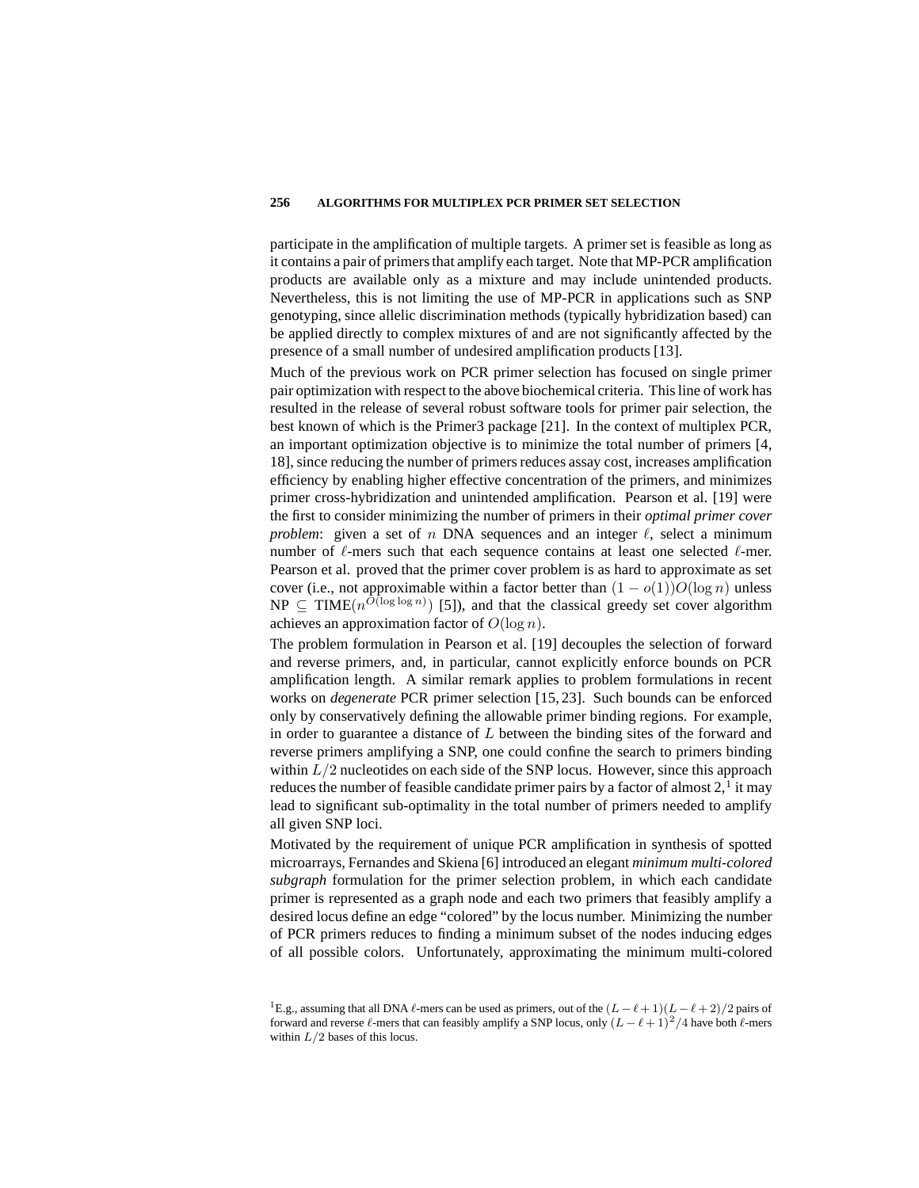participate in the amplification of multiple targets. A primer set is feasible as long as it contains a pair of primers that amplify each target. Note that MP-PCR amplification products are available only as a mixture and may include unintended products. Nevertheless, this is not limiting the use of MP-PCR in applications such as SNP genotyping, since allelic discrimination methods (typically hybridization based) can be applied directly to complex mixtures of and are not significantly affected by the presence of a small number of undesired amplification products [13].

Much of the previous work on PCR primer selection has focused on single primer pair optimization with respect to the above biochemical criteria. This line of work has resulted in the release of several robust software tools for primer pair selection, the best known of which is the Primer3 package [21]. In the context of multiplex PCR, an important optimization objective is to minimize the total number of primers [4, 18], since reducing the number of primers reduces assay cost, increases amplification efficiency by enabling higher effective concentration of the primers, and minimizes primer cross-hybridization and unintended amplification. Pearson et al. [19] were the first to consider minimizing the number of primers in their *optimal primer cover problem*: given a set of $n$ DNA sequences and an integer $\ell$, select a minimum number of $\ell$-mers such that each sequence contains at least one selected $\ell$-mer. Pearson et al. proved that the primer cover problem is as hard to approximate as set cover (i.e., not approximable within a factor better than $(1 - o(1))O(\log n)$ unless $\mathrm{NP} \subseteq \mathrm{TIME}(n^{O(\log \log n)})$ [5]), and that the classical greedy set cover algorithm achieves an approximation factor of $O(\log n)$.

The problem formulation in Pearson et al. [19] decouples the selection of forward and reverse primers, and, in particular, cannot explicitly enforce bounds on PCR amplification length. A similar remark applies to problem formulations in recent works on *degenerate* PCR primer selection [15, 23]. Such bounds can be enforced only by conservatively defining the allowable primer binding regions. For example, in order to guarantee a distance of $L$ between the binding sites of the forward and reverse primers amplifying a SNP, one could confine the search to primers binding within $L/2$ nucleotides on each side of the SNP locus. However, since this approach reduces the number of feasible candidate primer pairs by a factor of almost 2,[1] it may lead to significant sub-optimality in the total number of primers needed to amplify all given SNP loci.

Motivated by the requirement of unique PCR amplification in synthesis of spotted microarrays, Fernandes and Skiena [6] introduced an elegant *minimum multi-colored subgraph* formulation for the primer selection problem, in which each candidate primer is represented as a graph node and each two primers that feasibly amplify a desired locus define an edge "colored" by the locus number. Minimizing the number of PCR primers reduces to finding a minimum subset of the nodes inducing edges of all possible colors. Unfortunately, approximating the minimum multi-colored

[1] E.g., assuming that all DNA $\ell$-mers can be used as primers, out of the $(L - \ell + 1)(L - \ell + 2)/2$ pairs of forward and reverse $\ell$-mers that can feasibly amplify a SNP locus, only $(L - \ell + 1)^2/4$ have both $\ell$-mers within $L/2$ bases of this locus.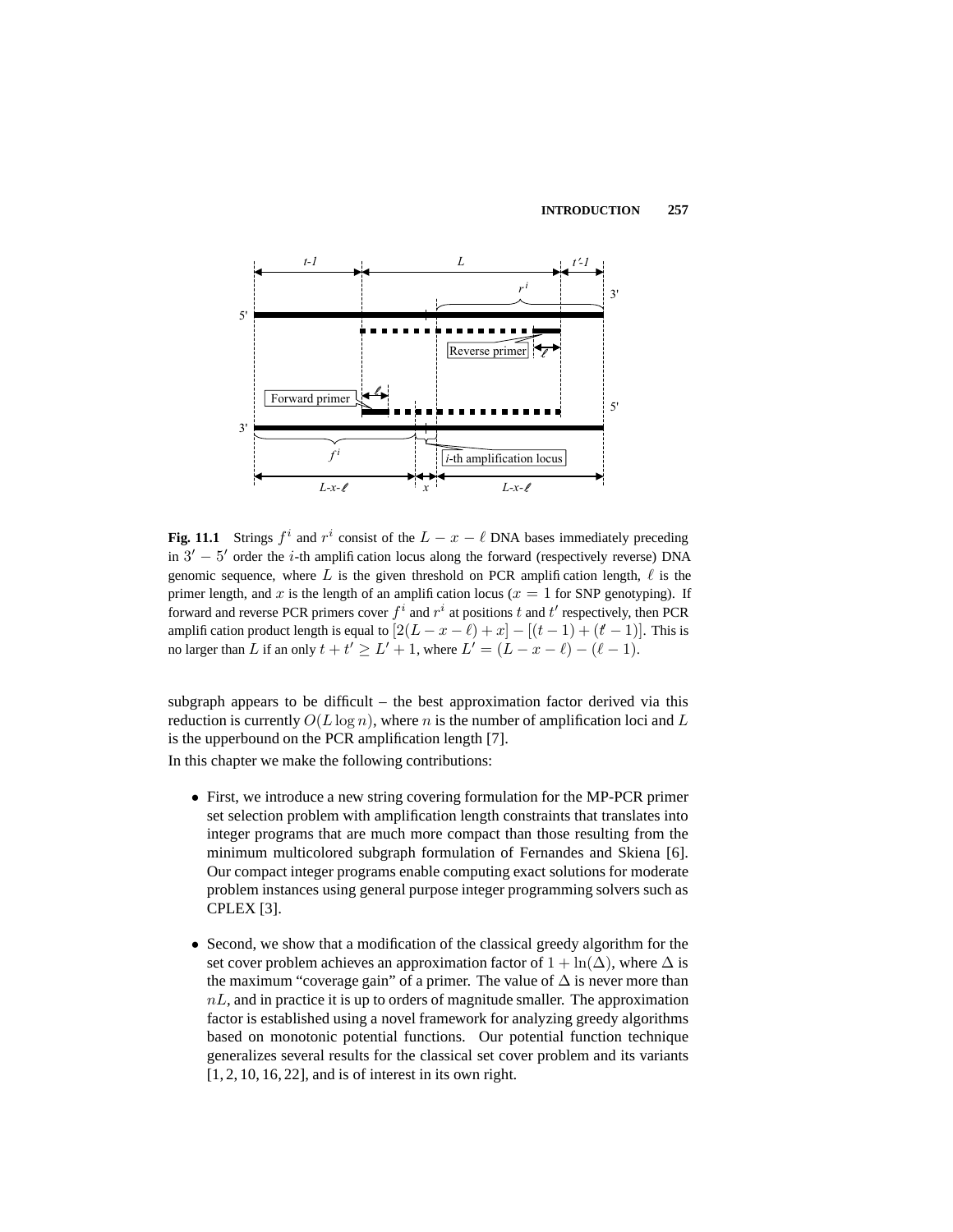**Fig. 11.1** Strings $f^i$ and $r^i$ consist of the $L - x - \ell$ DNA bases immediately preceding in $3' - 5'$ order the $i$-th amplification locus along the forward (respectively reverse) DNA genomic sequence, where $L$ is the given threshold on PCR amplification length, $\ell$ is the primer length, and $x$ is the length of an amplification locus ($x = 1$ for SNP genotyping). If forward and reverse PCR primers cover $f^i$ and $r^i$ at positions $t$ and $t'$ respectively, then PCR amplification product length is equal to $[2(L - x - \ell) + x] - [(t - 1) + (t' - 1)]$. This is no larger than $L$ if an only $t + t' \geq L' + 1$, where $L' = (L - x - \ell) - (\ell - 1)$.

subgraph appears to be difficult – the best approximation factor derived via this reduction is currently $O(L \log n)$, where $n$ is the number of amplification loci and $L$ is the upperbound on the PCR amplification length [7].

In this chapter we make the following contributions:

- First, we introduce a new string covering formulation for the MP-PCR primer set selection problem with amplification length constraints that translates into integer programs that are much more compact than those resulting from the minimum multicolored subgraph formulation of Fernandes and Skiena [6]. Our compact integer programs enable computing exact solutions for moderate problem instances using general purpose integer programming solvers such as CPLEX [3].

- Second, we show that a modification of the classical greedy algorithm for the set cover problem achieves an approximation factor of $1 + \ln(\Delta)$, where $\Delta$ is the maximum "coverage gain" of a primer. The value of $\Delta$ is never more than $nL$, and in practice it is up to orders of magnitude smaller. The approximation factor is established using a novel framework for analyzing greedy algorithms based on monotonic potential functions. Our potential function technique generalizes several results for the classical set cover problem and its variants [1, 2, 10, 16, 22], and is of interest in its own right.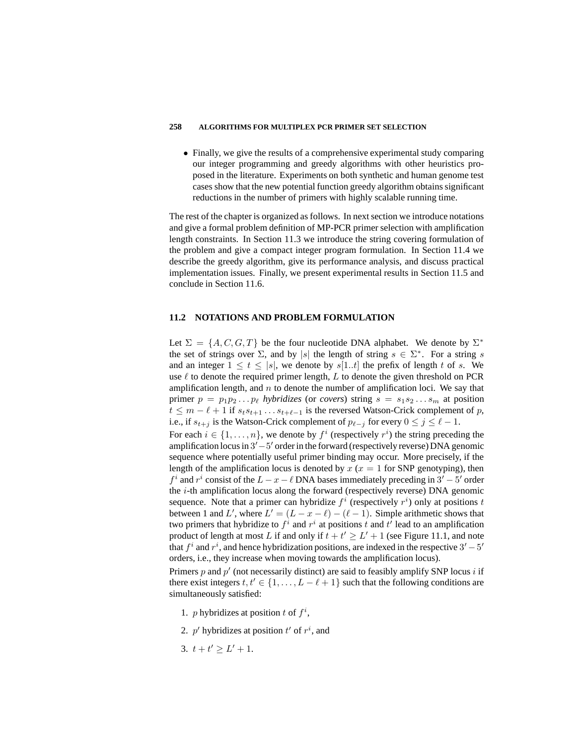- Finally, we give the results of a comprehensive experimental study comparing our integer programming and greedy algorithms with other heuristics proposed in the literature. Experiments on both synthetic and human genome test cases show that the new potential function greedy algorithm obtains significant reductions in the number of primers with highly scalable running time.

The rest of the chapter is organized as follows. In next section we introduce notations and give a formal problem definition of MP-PCR primer selection with amplification length constraints. In Section 11.3 we introduce the string covering formulation of the problem and give a compact integer program formulation. In Section 11.4 we describe the greedy algorithm, give its performance analysis, and discuss practical implementation issues. Finally, we present experimental results in Section 11.5 and conclude in Section 11.6.

## 11.2 NOTATIONS AND PROBLEM FORMULATION

Let $\Sigma = \{A, C, G, T\}$ be the four nucleotide DNA alphabet. We denote by $\Sigma^*$ the set of strings over $\Sigma$, and by $|s|$ the length of string $s \in \Sigma^*$. For a string $s$ and an integer $1 \leq t \leq |s|$, we denote by $s[1..t]$ the prefix of length $t$ of $s$. We use $\ell$ to denote the required primer length, $L$ to denote the given threshold on PCR amplification length, and $n$ to denote the number of amplification loci. We say that primer $p = p_1 p_2 \ldots p_\ell$ *hybridizes* (or *covers*) string $s = s_1 s_2 \ldots s_m$ at position $t \leq m - \ell + 1$ if $s_t s_{t+1} \ldots s_{t+\ell-1}$ is the reversed Watson-Crick complement of $p$, i.e., if $s_{t+j}$ is the Watson-Crick complement of $p_{\ell-j}$ for every $0 \leq j \leq \ell - 1$.

For each $i \in \{1, \ldots, n\}$, we denote by $f^i$ (respectively $r^i$) the string preceding the amplification locus in $3'-5'$ order in the forward (respectively reverse) DNA genomic sequence where potentially useful primer binding may occur. More precisely, if the length of the amplification locus is denoted by $x$ ($x = 1$ for SNP genotyping), then $f^i$ and $r^i$ consist of the $L - x - \ell$ DNA bases immediately preceding in $3' - 5'$ order the $i$-th amplification locus along the forward (respectively reverse) DNA genomic sequence. Note that a primer can hybridize $f^i$ (respectively $r^i$) only at positions $t$ between 1 and $L'$, where $L' = (L - x - \ell) - (\ell - 1)$. Simple arithmetic shows that two primers that hybridize to $f^i$ and $r^i$ at positions $t$ and $t'$ lead to an amplification product of length at most $L$ if and only if $t + t' \geq L' + 1$ (see Figure 11.1, and note that $f^i$ and $r^i$, and hence hybridization positions, are indexed in the respective $3' - 5'$ orders, i.e., they increase when moving towards the amplification locus).

Primers $p$ and $p'$ (not necessarily distinct) are said to feasibly amplify SNP locus $i$ if there exist integers $t, t' \in \{1, \ldots, L - \ell + 1\}$ such that the following conditions are simultaneously satisfied:

1. $p$ hybridizes at position $t$ of $f^i$,
2. $p'$ hybridizes at position $t'$ of $r^i$, and
3. $t + t' \geq L' + 1$.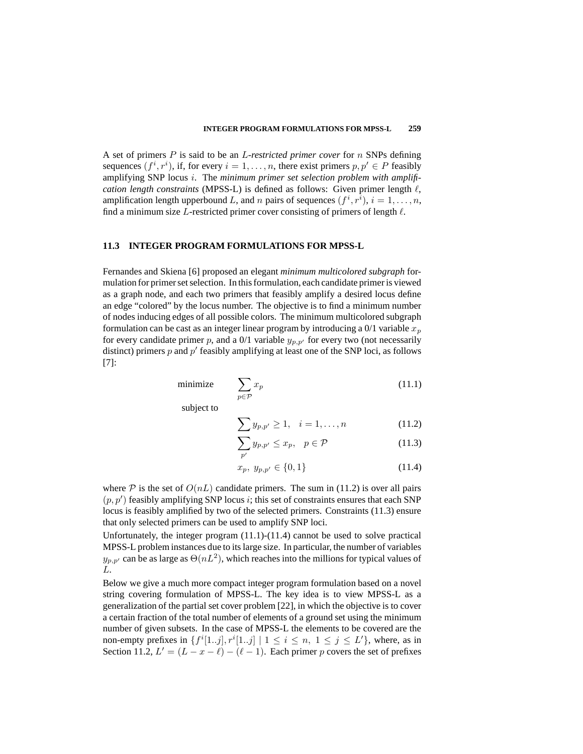A set of primers $P$ is said to be an *$L$-restricted primer cover* for $n$ SNPs defining sequences $(f^i, r^i)$, if, for every $i = 1, \ldots, n$, there exist primers $p, p' \in P$ feasibly amplifying SNP locus $i$. The *minimum primer set selection problem with amplification length constraints* (MPSS-L) is defined as follows: Given primer length $\ell$, amplification length upperbound $L$, and $n$ pairs of sequences $(f^i, r^i)$, $i = 1, \ldots, n$, find a minimum size $L$-restricted primer cover consisting of primers of length $\ell$.

## 11.3 INTEGER PROGRAM FORMULATIONS FOR MPSS-L

Fernandes and Skiena [6] proposed an elegant *minimum multicolored subgraph* formulation for primer set selection. In this formulation, each candidate primer is viewed as a graph node, and each two primers that feasibly amplify a desired locus define an edge "colored" by the locus number. The objective is to find a minimum number of nodes inducing edges of all possible colors. The minimum multicolored subgraph formulation can be cast as an integer linear program by introducing a 0/1 variable $x_p$ for every candidate primer $p$, and a 0/1 variable $y_{p,p'}$ for every two (not necessarily distinct) primers $p$ and $p'$ feasibly amplifying at least one of the SNP loci, as follows [7]:

$$\text{minimize} \quad \sum_{p \in \mathcal{P}} x_p \tag{11.1}$$

subject to

$$\sum y_{p,p'} \geq 1, \quad i = 1, \ldots, n \tag{11.2}$$

$$\sum_{p'} y_{p,p'} \leq x_p, \quad p \in \mathcal{P} \tag{11.3}$$

$$x_p, \; y_{p,p'} \in \{0, 1\} \tag{11.4}$$

where $\mathcal{P}$ is the set of $O(nL)$ candidate primers. The sum in (11.2) is over all pairs $(p, p')$ feasibly amplifying SNP locus $i$; this set of constraints ensures that each SNP locus is feasibly amplified by two of the selected primers. Constraints (11.3) ensure that only selected primers can be used to amplify SNP loci.

Unfortunately, the integer program (11.1)-(11.4) cannot be used to solve practical MPSS-L problem instances due to its large size. In particular, the number of variables $y_{p,p'}$ can be as large as $\Theta(nL^2)$, which reaches into the millions for typical values of $L$.

Below we give a much more compact integer program formulation based on a novel string covering formulation of MPSS-L. The key idea is to view MPSS-L as a generalization of the partial set cover problem [22], in which the objective is to cover a certain fraction of the total number of elements of a ground set using the minimum number of given subsets. In the case of MPSS-L the elements to be covered are the non-empty prefixes in $\{f^i[1..j], r^i[1..j] \mid 1 \leq i \leq n, \; 1 \leq j \leq L'\}$, where, as in Section 11.2, $L' = (L - x - \ell) - (\ell - 1)$. Each primer $p$ covers the set of prefixes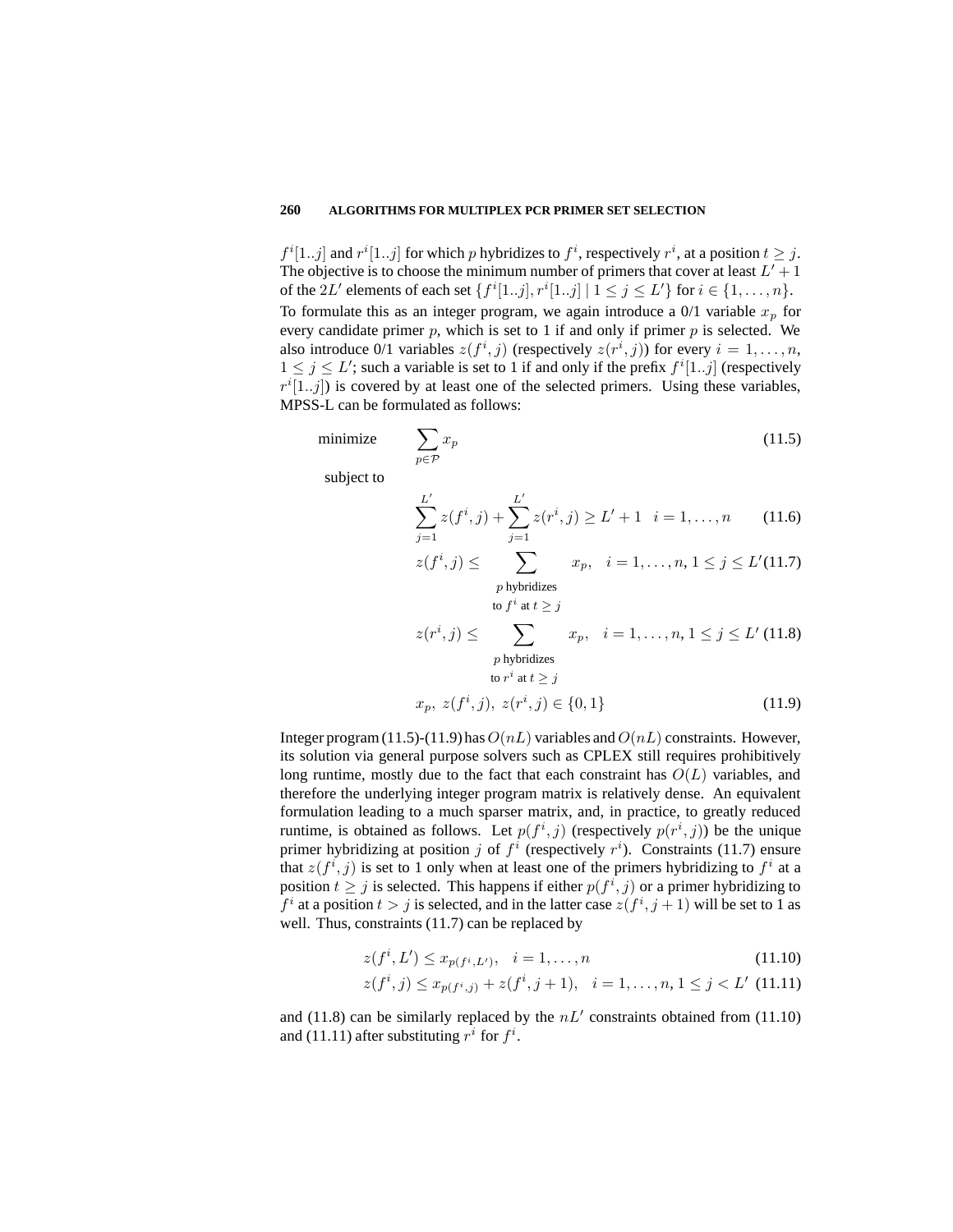$f^i[1..j]$ and $r^i[1..j]$ for which $p$ hybridizes to $f^i$, respectively $r^i$, at a position $t \geq j$. The objective is to choose the minimum number of primers that cover at least $L' + 1$ of the $2L'$ elements of each set $\{f^i[1..j], r^i[1..j] \mid 1 \leq j \leq L'\}$ for $i \in \{1, \ldots, n\}$.

To formulate this as an integer program, we again introduce a 0/1 variable $x_p$ for every candidate primer $p$, which is set to 1 if and only if primer $p$ is selected. We also introduce 0/1 variables $z(f^i, j)$ (respectively $z(r^i, j)$) for every $i = 1, \ldots, n$, $1 \leq j \leq L'$; such a variable is set to 1 if and only if the prefix $f^i[1..j]$ (respectively $r^i[1..j]$) is covered by at least one of the selected primers. Using these variables, MPSS-L can be formulated as follows:

$$\text{minimize} \quad \sum_{p \in \mathcal{P}} x_p \tag{11.5}$$

subject to

$$\sum_{j=1}^{L'} z(f^i, j) + \sum_{j=1}^{L'} z(r^i, j) \geq L' + 1 \quad i = 1, \ldots, n \tag{11.6}$$

$$z(f^i, j) \leq \sum_{\substack{p \text{ hybridizes} \\ \text{to } f^i \text{ at } t \geq j}} x_p, \quad i = 1, \ldots, n, 1 \leq j \leq L' \tag{11.7}$$

$$z(r^i, j) \leq \sum_{\substack{p \text{ hybridizes} \\ \text{to } r^i \text{ at } t \geq j}} x_p, \quad i = 1, \ldots, n, 1 \leq j \leq L' \tag{11.8}$$

$$x_p, \ z(f^i, j), \ z(r^i, j) \in \{0, 1\} \tag{11.9}$$

Integer program (11.5)-(11.9) has $O(nL)$ variables and $O(nL)$ constraints. However, its solution via general purpose solvers such as CPLEX still requires prohibitively long runtime, mostly due to the fact that each constraint has $O(L)$ variables, and therefore the underlying integer program matrix is relatively dense. An equivalent formulation leading to a much sparser matrix, and, in practice, to greatly reduced runtime, is obtained as follows. Let $p(f^i, j)$ (respectively $p(r^i, j)$) be the unique primer hybridizing at position $j$ of $f^i$ (respectively $r^i$). Constraints (11.7) ensure that $z(f^i, j)$ is set to 1 only when at least one of the primers hybridizing to $f^i$ at a position $t \geq j$ is selected. This happens if either $p(f^i, j)$ or a primer hybridizing to $f^i$ at a position $t > j$ is selected, and in the latter case $z(f^i, j + 1)$ will be set to 1 as well. Thus, constraints (11.7) can be replaced by

$$z(f^i, L') \leq x_{p(f^i, L')}, \quad i = 1, \ldots, n \tag{11.10}$$

$$z(f^i, j) \leq x_{p(f^i, j)} + z(f^i, j + 1), \quad i = 1, \ldots, n, 1 \leq j < L' \tag{11.11}$$

and (11.8) can be similarly replaced by the $nL'$ constraints obtained from (11.10) and (11.11) after substituting $r^i$ for $f^i$.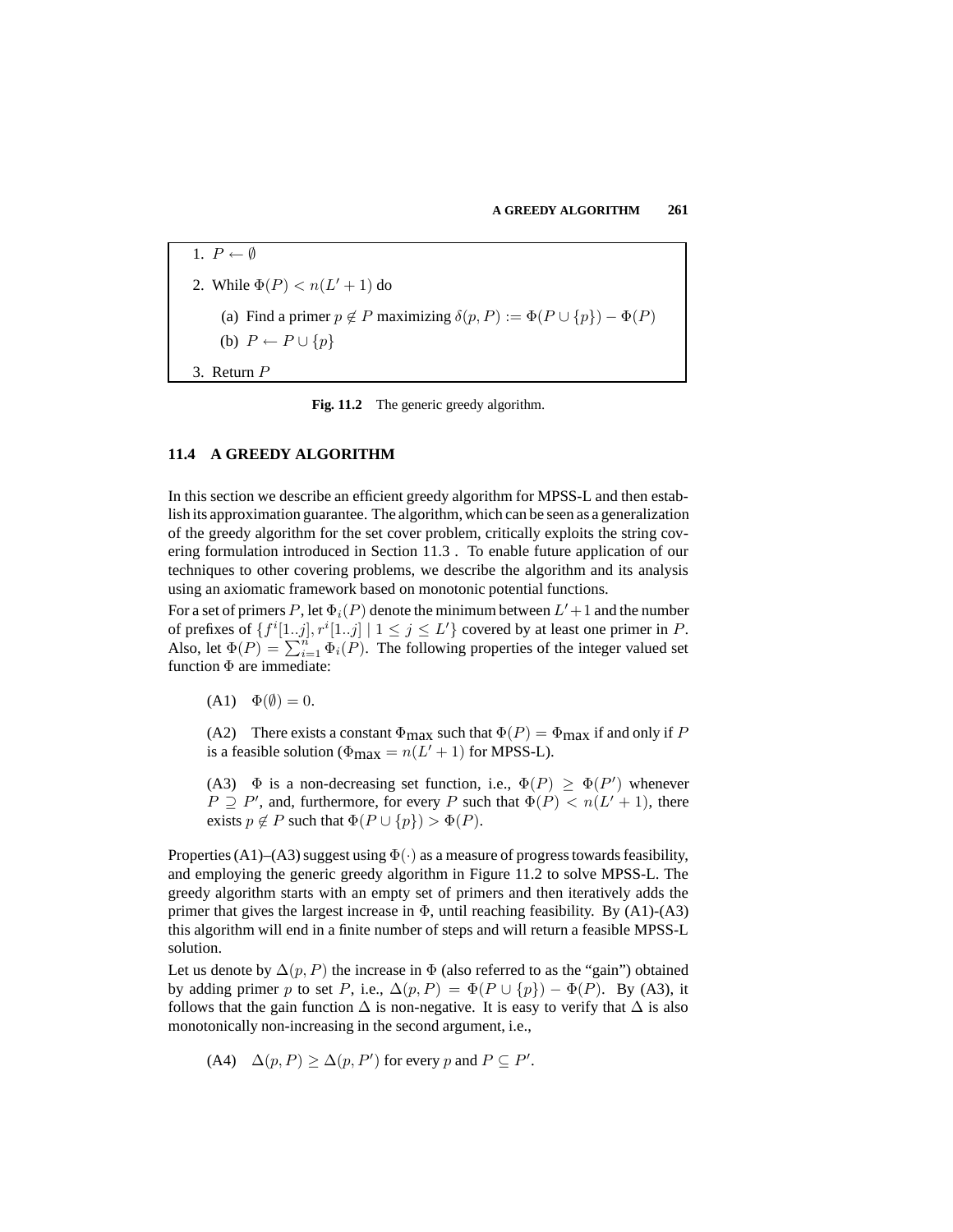1. $P \leftarrow \emptyset$
2. While $\Phi(P) < n(L'+1)$ do
   (a) Find a primer $p \notin P$ maximizing $\delta(p, P) := \Phi(P \cup \{p\}) - \Phi(P)$
   (b) $P \leftarrow P \cup \{p\}$
3. Return $P$

**Fig. 11.2** The generic greedy algorithm.

## 11.4 A GREEDY ALGORITHM

In this section we describe an efficient greedy algorithm for MPSS-L and then establish its approximation guarantee. The algorithm, which can be seen as a generalization of the greedy algorithm for the set cover problem, critically exploits the string covering formulation introduced in Section 11.3 . To enable future application of our techniques to other covering problems, we describe the algorithm and its analysis using an axiomatic framework based on monotonic potential functions.

For a set of primers $P$, let $\Phi_i(P)$ denote the minimum between $L'+1$ and the number of prefixes of $\{f^i[1..j], r^i[1..j] \mid 1 \leq j \leq L'\}$ covered by at least one primer in $P$. Also, let $\Phi(P) = \sum_{i=1}^{n} \Phi_i(P)$. The following properties of the integer valued set function $\Phi$ are immediate:

(A1) $\Phi(\emptyset) = 0$.

(A2) There exists a constant $\Phi_{\text{max}}$ such that $\Phi(P) = \Phi_{\text{max}}$ if and only if $P$ is a feasible solution ($\Phi_{\text{max}} = n(L'+1)$ for MPSS-L).

(A3) $\Phi$ is a non-decreasing set function, i.e., $\Phi(P) \geq \Phi(P')$ whenever $P \supseteq P'$, and, furthermore, for every $P$ such that $\Phi(P) < n(L'+1)$, there exists $p \notin P$ such that $\Phi(P \cup \{p\}) > \Phi(P)$.

Properties (A1)–(A3) suggest using $\Phi(\cdot)$ as a measure of progress towards feasibility, and employing the generic greedy algorithm in Figure 11.2 to solve MPSS-L. The greedy algorithm starts with an empty set of primers and then iteratively adds the primer that gives the largest increase in $\Phi$, until reaching feasibility. By (A1)-(A3) this algorithm will end in a finite number of steps and will return a feasible MPSS-L solution.

Let us denote by $\Delta(p, P)$ the increase in $\Phi$ (also referred to as the "gain") obtained by adding primer $p$ to set $P$, i.e., $\Delta(p, P) = \Phi(P \cup \{p\}) - \Phi(P)$. By (A3), it follows that the gain function $\Delta$ is non-negative. It is easy to verify that $\Delta$ is also monotonically non-increasing in the second argument, i.e.,

(A4) $\Delta(p, P) \geq \Delta(p, P')$ for every $p$ and $P \subseteq P'$.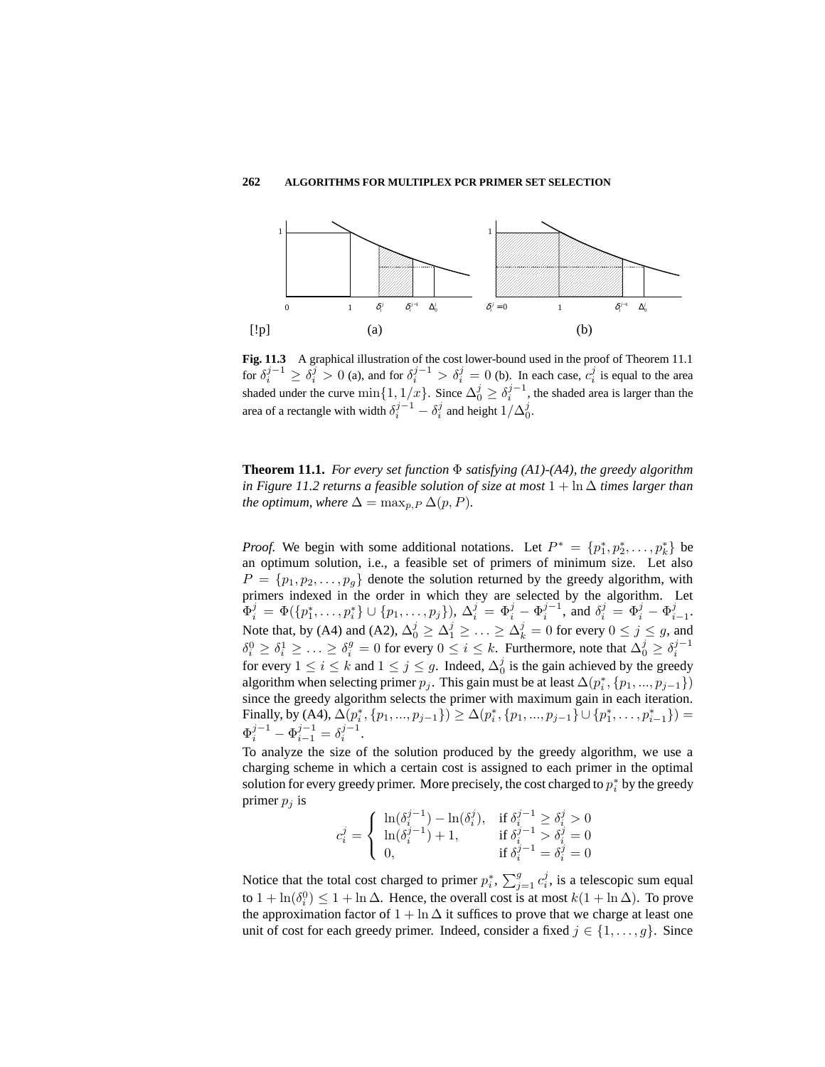[!p]

(a) (b)

**Fig. 11.3** A graphical illustration of the cost lower-bound used in the proof of Theorem 11.1 for $\delta_i^{j-1} \geq \delta_i^j > 0$ (a), and for $\delta_i^{j-1} > \delta_i^j = 0$ (b). In each case, $c_i^j$ is equal to the area shaded under the curve $\min\{1, 1/x\}$. Since $\Delta_0^j \geq \delta_i^{j-1}$, the shaded area is larger than the area of a rectangle with width $\delta_i^{j-1} - \delta_i^j$ and height $1/\Delta_0^j$.

**Theorem 11.1.** *For every set function $\Phi$ satisfying (A1)-(A4), the greedy algorithm in Figure 11.2 returns a feasible solution of size at most $1 + \ln \Delta$ times larger than the optimum, where $\Delta = \max_{p,P} \Delta(p, P)$.*

*Proof.* We begin with some additional notations. Let $P^* = \{p_1^*, p_2^*, \ldots, p_k^*\}$ be an optimum solution, i.e., a feasible set of primers of minimum size. Let also $P = \{p_1, p_2, \ldots, p_g\}$ denote the solution returned by the greedy algorithm, with primers indexed in the order in which they are selected by the algorithm. Let $\Phi_i^j = \Phi(\{p_1^*, \ldots, p_i^*\} \cup \{p_1, \ldots, p_j\})$, $\Delta_i^j = \Phi_i^j - \Phi_i^{j-1}$, and $\delta_i^j = \Phi_i^j - \Phi_{i-1}^j$. Note that, by (A4) and (A2), $\Delta_0^j \geq \Delta_1^j \geq \ldots \geq \Delta_k^j = 0$ for every $0 \leq j \leq g$, and $\delta_i^0 \geq \delta_i^1 \geq \ldots \geq \delta_i^g = 0$ for every $0 \leq i \leq k$. Furthermore, note that $\Delta_0^j \geq \delta_i^{j-1}$ for every $1 \leq i \leq k$ and $1 \leq j \leq g$. Indeed, $\Delta_0^j$ is the gain achieved by the greedy algorithm when selecting primer $p_j$. This gain must be at least $\Delta(p_i^*, \{p_1, ..., p_{j-1}\})$ since the greedy algorithm selects the primer with maximum gain in each iteration. Finally, by (A4), $\Delta(p_i^*, \{p_1, ..., p_{j-1}\}) \geq \Delta(p_i^*, \{p_1, ..., p_{j-1}\} \cup \{p_1^*, \ldots, p_{i-1}^*\}) = \Phi_i^{j-1} - \Phi_{i-1}^{j-1} = \delta_i^{j-1}$.

To analyze the size of the solution produced by the greedy algorithm, we use a charging scheme in which a certain cost is assigned to each primer in the optimal solution for every greedy primer. More precisely, the cost charged to $p_i^*$ by the greedy primer $p_j$ is

$$c_i^j = \begin{cases} \ln(\delta_i^{j-1}) - \ln(\delta_i^j), & \text{if } \delta_i^{j-1} \geq \delta_i^j > 0 \\ \ln(\delta_i^{j-1}) + 1, & \text{if } \delta_i^{j-1} > \delta_i^j = 0 \\ 0, & \text{if } \delta_i^{j-1} = \delta_i^j = 0 \end{cases}$$

Notice that the total cost charged to primer $p_i^*$, $\sum_{j=1}^{g} c_i^j$, is a telescopic sum equal to $1 + \ln(\delta_i^0) \leq 1 + \ln \Delta$. Hence, the overall cost is at most $k(1 + \ln \Delta)$. To prove the approximation factor of $1 + \ln \Delta$ it suffices to prove that we charge at least one unit of cost for each greedy primer. Indeed, consider a fixed $j \in \{1, \ldots, g\}$. Since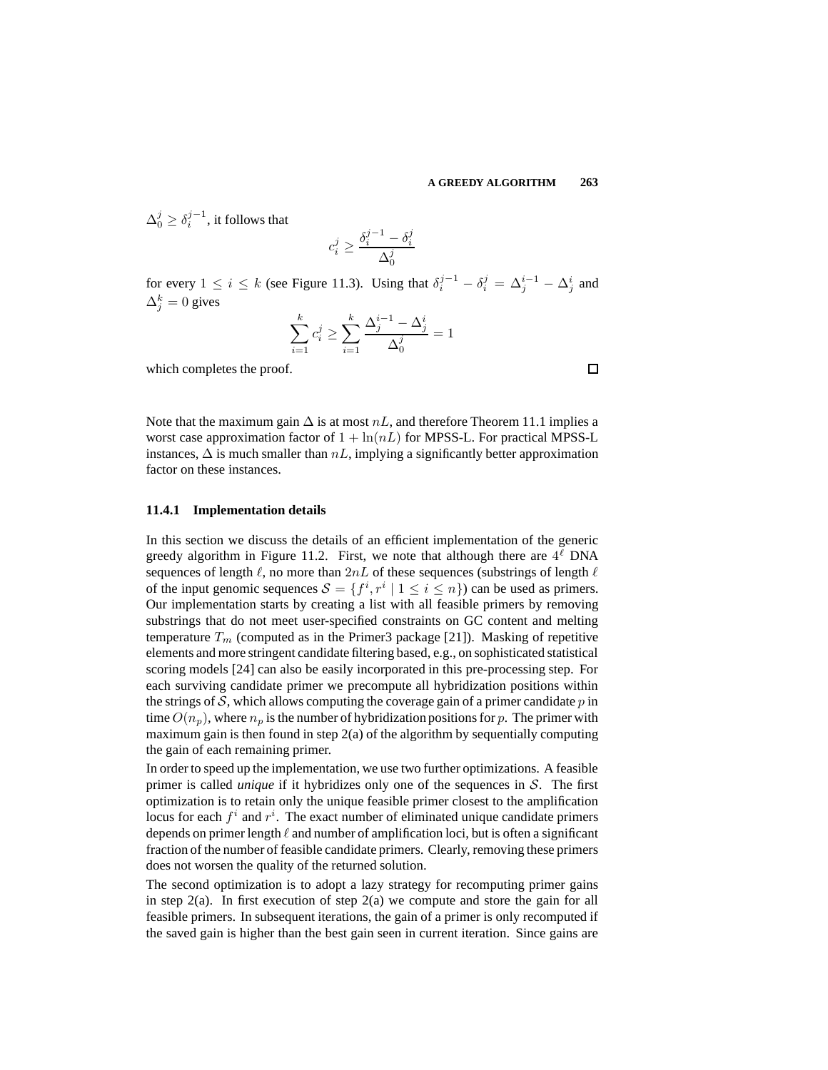$\Delta_0^j \geq \delta_i^{j-1}$, it follows that

$$c_i^j \geq \frac{\delta_i^{j-1} - \delta_i^j}{\Delta_0^j}$$

for every $1 \leq i \leq k$ (see Figure 11.3). Using that $\delta_i^{j-1} - \delta_i^j = \Delta_j^{i-1} - \Delta_j^i$ and $\Delta_j^k = 0$ gives

$$\sum_{i=1}^{k} c_i^j \geq \sum_{i=1}^{k} \frac{\Delta_j^{i-1} - \Delta_j^i}{\Delta_0^j} = 1$$

which completes the proof. □

Note that the maximum gain $\Delta$ is at most $nL$, and therefore Theorem 11.1 implies a worst case approximation factor of $1 + \ln(nL)$ for MPSS-L. For practical MPSS-L instances, $\Delta$ is much smaller than $nL$, implying a significantly better approximation factor on these instances.

### 11.4.1 Implementation details

In this section we discuss the details of an efficient implementation of the generic greedy algorithm in Figure 11.2. First, we note that although there are $4^\ell$ DNA sequences of length $\ell$, no more than $2nL$ of these sequences (substrings of length $\ell$ of the input genomic sequences $\mathcal{S} = \{f^i, r^i \mid 1 \leq i \leq n\}$) can be used as primers. Our implementation starts by creating a list with all feasible primers by removing substrings that do not meet user-specified constraints on GC content and melting temperature $T_m$ (computed as in the Primer3 package [21]). Masking of repetitive elements and more stringent candidate filtering based, e.g., on sophisticated statistical scoring models [24] can also be easily incorporated in this pre-processing step. For each surviving candidate primer we precompute all hybridization positions within the strings of $\mathcal{S}$, which allows computing the coverage gain of a primer candidate $p$ in time $O(n_p)$, where $n_p$ is the number of hybridization positions for $p$. The primer with maximum gain is then found in step 2(a) of the algorithm by sequentially computing the gain of each remaining primer.

In order to speed up the implementation, we use two further optimizations. A feasible primer is called ***unique*** if it hybridizes only one of the sequences in $\mathcal{S}$. The first optimization is to retain only the unique feasible primer closest to the amplification locus for each $f^i$ and $r^i$. The exact number of eliminated unique candidate primers depends on primer length $\ell$ and number of amplification loci, but is often a significant fraction of the number of feasible candidate primers. Clearly, removing these primers does not worsen the quality of the returned solution.

The second optimization is to adopt a lazy strategy for recomputing primer gains in step 2(a). In first execution of step 2(a) we compute and store the gain for all feasible primers. In subsequent iterations, the gain of a primer is only recomputed if the saved gain is higher than the best gain seen in current iteration. Since gains are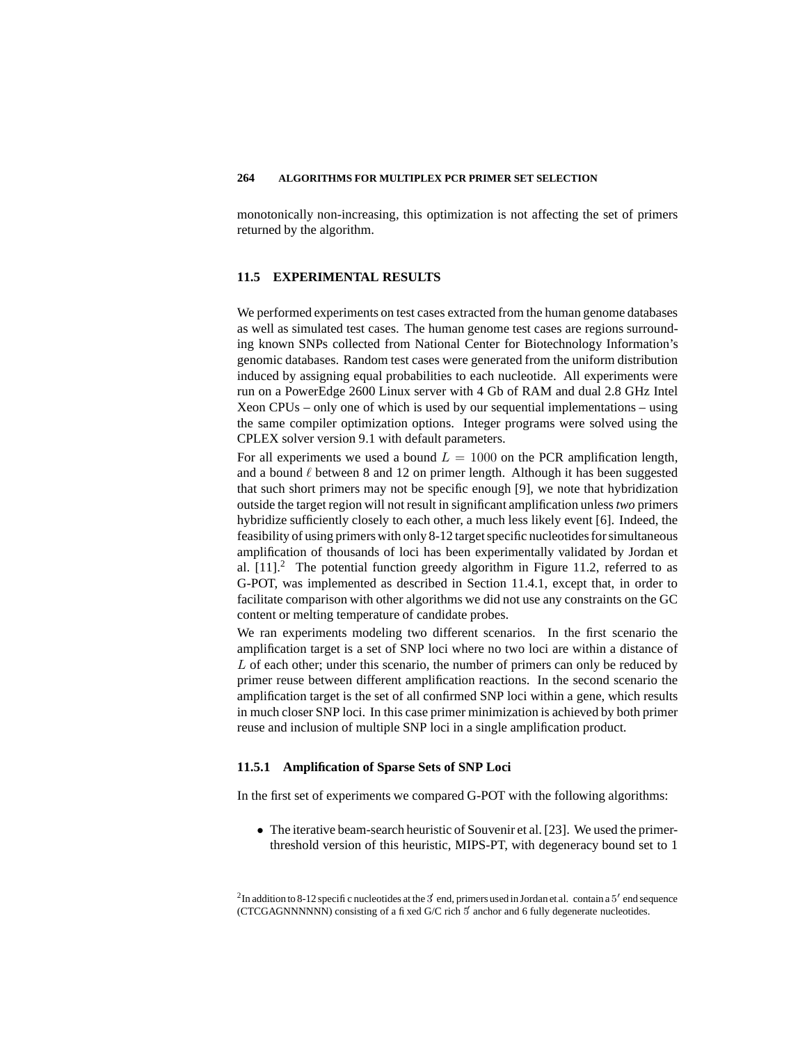monotonically non-increasing, this optimization is not affecting the set of primers returned by the algorithm.

## 11.5 EXPERIMENTAL RESULTS

We performed experiments on test cases extracted from the human genome databases as well as simulated test cases. The human genome test cases are regions surrounding known SNPs collected from National Center for Biotechnology Information's genomic databases. Random test cases were generated from the uniform distribution induced by assigning equal probabilities to each nucleotide. All experiments were run on a PowerEdge 2600 Linux server with 4 Gb of RAM and dual 2.8 GHz Intel Xeon CPUs – only one of which is used by our sequential implementations – using the same compiler optimization options. Integer programs were solved using the CPLEX solver version 9.1 with default parameters.

For all experiments we used a bound $L = 1000$ on the PCR amplification length, and a bound $\ell$ between 8 and 12 on primer length. Although it has been suggested that such short primers may not be specific enough [9], we note that hybridization outside the target region will not result in significant amplification unless *two* primers hybridize sufficiently closely to each other, a much less likely event [6]. Indeed, the feasibility of using primers with only 8-12 target specific nucleotides for simultaneous amplification of thousands of loci has been experimentally validated by Jordan et al. [11].[2] The potential function greedy algorithm in Figure 11.2, referred to as G-POT, was implemented as described in Section 11.4.1, except that, in order to facilitate comparison with other algorithms we did not use any constraints on the GC content or melting temperature of candidate probes.

We ran experiments modeling two different scenarios. In the first scenario the amplification target is a set of SNP loci where no two loci are within a distance of $L$ of each other; under this scenario, the number of primers can only be reduced by primer reuse between different amplification reactions. In the second scenario the amplification target is the set of all confirmed SNP loci within a gene, which results in much closer SNP loci. In this case primer minimization is achieved by both primer reuse and inclusion of multiple SNP loci in a single amplification product.

### 11.5.1 Amplification of Sparse Sets of SNP Loci

In the first set of experiments we compared G-POT with the following algorithms:

- The iterative beam-search heuristic of Souvenir et al. [23]. We used the primer-threshold version of this heuristic, MIPS-PT, with degeneracy bound set to 1

[2]In addition to 8-12 specific nucleotides at the $3'$ end, primers used in Jordan et al. contain a $5'$ end sequence (CTCGAGNNNNNN) consisting of a fixed G/C rich $5'$ anchor and 6 fully degenerate nucleotides.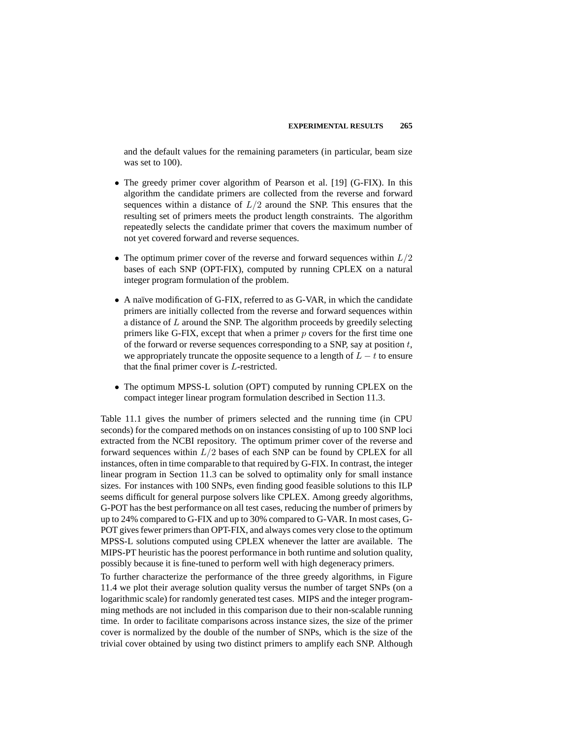and the default values for the remaining parameters (in particular, beam size was set to 100).

- The greedy primer cover algorithm of Pearson et al. [19] (G-FIX). In this algorithm the candidate primers are collected from the reverse and forward sequences within a distance of $L/2$ around the SNP. This ensures that the resulting set of primers meets the product length constraints. The algorithm repeatedly selects the candidate primer that covers the maximum number of not yet covered forward and reverse sequences.

- The optimum primer cover of the reverse and forward sequences within $L/2$ bases of each SNP (OPT-FIX), computed by running CPLEX on a natural integer program formulation of the problem.

- A naïve modification of G-FIX, referred to as G-VAR, in which the candidate primers are initially collected from the reverse and forward sequences within a distance of $L$ around the SNP. The algorithm proceeds by greedily selecting primers like G-FIX, except that when a primer $p$ covers for the first time one of the forward or reverse sequences corresponding to a SNP, say at position $t$, we appropriately truncate the opposite sequence to a length of $L - t$ to ensure that the final primer cover is $L$-restricted.

- The optimum MPSS-L solution (OPT) computed by running CPLEX on the compact integer linear program formulation described in Section 11.3.

Table 11.1 gives the number of primers selected and the running time (in CPU seconds) for the compared methods on on instances consisting of up to 100 SNP loci extracted from the NCBI repository. The optimum primer cover of the reverse and forward sequences within $L/2$ bases of each SNP can be found by CPLEX for all instances, often in time comparable to that required by G-FIX. In contrast, the integer linear program in Section 11.3 can be solved to optimality only for small instance sizes. For instances with 100 SNPs, even finding good feasible solutions to this ILP seems difficult for general purpose solvers like CPLEX. Among greedy algorithms, G-POT has the best performance on all test cases, reducing the number of primers by up to 24% compared to G-FIX and up to 30% compared to G-VAR. In most cases, G-POT gives fewer primers than OPT-FIX, and always comes very close to the optimum MPSS-L solutions computed using CPLEX whenever the latter are available. The MIPS-PT heuristic has the poorest performance in both runtime and solution quality, possibly because it is fine-tuned to perform well with high degeneracy primers.

To further characterize the performance of the three greedy algorithms, in Figure 11.4 we plot their average solution quality versus the number of target SNPs (on a logarithmic scale) for randomly generated test cases. MIPS and the integer programming methods are not included in this comparison due to their non-scalable running time. In order to facilitate comparisons across instance sizes, the size of the primer cover is normalized by the double of the number of SNPs, which is the size of the trivial cover obtained by using two distinct primers to amplify each SNP. Although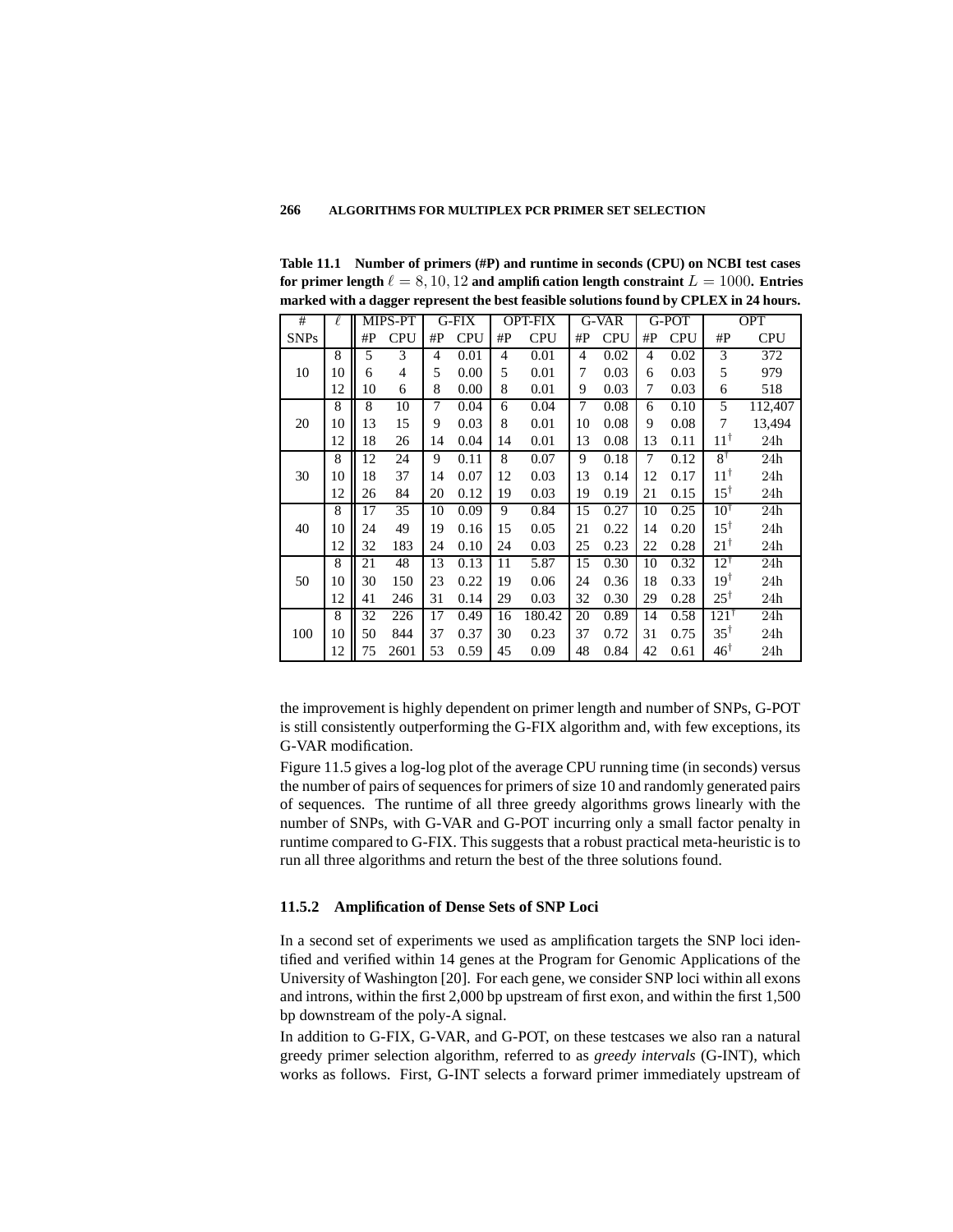**Table 11.1 Number of primers (#P) and runtime in seconds (CPU) on NCBI test cases for primer length $\ell = 8, 10, 12$ and amplification length constraint $L = 1000$. Entries marked with a dagger represent the best feasible solutions found by CPLEX in 24 hours.**

| # SNPs | $\ell$ | MIPS-PT | | G-FIX | | OPT-FIX | | G-VAR | | G-POT | | OPT | |
|---|---|---|---|---|---|---|---|---|---|---|---|---|---|
| | | #P | CPU | #P | CPU | #P | CPU | #P | CPU | #P | CPU | #P | CPU |
| 10 | 8 | 5 | 3 | 4 | 0.01 | 4 | 0.01 | 4 | 0.02 | 4 | 0.02 | 3 | 372 |
| | 10 | 6 | 4 | 5 | 0.00 | 5 | 0.01 | 7 | 0.03 | 6 | 0.03 | 5 | 979 |
| | 12 | 10 | 6 | 8 | 0.00 | 8 | 0.01 | 9 | 0.03 | 7 | 0.03 | 6 | 518 |
| 20 | 8 | 8 | 10 | 7 | 0.04 | 6 | 0.04 | 7 | 0.08 | 6 | 0.10 | 5 | 112,407 |
| | 10 | 13 | 15 | 9 | 0.03 | 8 | 0.01 | 10 | 0.08 | 9 | 0.08 | 7 | 13,494 |
| | 12 | 18 | 26 | 14 | 0.04 | 14 | 0.01 | 13 | 0.08 | 13 | 0.11 | $11^\dagger$ | 24h |
| 30 | 8 | 12 | 24 | 9 | 0.11 | 8 | 0.07 | 9 | 0.18 | 7 | 0.12 | $8^\dagger$ | 24h |
| | 10 | 18 | 37 | 14 | 0.07 | 12 | 0.03 | 13 | 0.14 | 12 | 0.17 | $11^\dagger$ | 24h |
| | 12 | 26 | 84 | 20 | 0.12 | 19 | 0.03 | 19 | 0.19 | 21 | 0.15 | $15^\dagger$ | 24h |
| 40 | 8 | 17 | 35 | 10 | 0.09 | 9 | 0.84 | 15 | 0.27 | 10 | 0.25 | $10^\dagger$ | 24h |
| | 10 | 24 | 49 | 19 | 0.16 | 15 | 0.05 | 21 | 0.22 | 14 | 0.20 | $15^\dagger$ | 24h |
| | 12 | 32 | 183 | 24 | 0.10 | 24 | 0.03 | 25 | 0.23 | 22 | 0.28 | $21^\dagger$ | 24h |
| 50 | 8 | 21 | 48 | 13 | 0.13 | 11 | 5.87 | 15 | 0.30 | 10 | 0.32 | $12^\dagger$ | 24h |
| | 10 | 30 | 150 | 23 | 0.22 | 19 | 0.06 | 24 | 0.36 | 18 | 0.33 | $19^\dagger$ | 24h |
| | 12 | 41 | 246 | 31 | 0.14 | 29 | 0.03 | 32 | 0.30 | 29 | 0.28 | $25^\dagger$ | 24h |
| 100 | 8 | 32 | 226 | 17 | 0.49 | 16 | 180.42 | 20 | 0.89 | 14 | 0.58 | $121^\dagger$ | 24h |
| | 10 | 50 | 844 | 37 | 0.37 | 30 | 0.23 | 37 | 0.72 | 31 | 0.75 | $35^\dagger$ | 24h |
| | 12 | 75 | 2601 | 53 | 0.59 | 45 | 0.09 | 48 | 0.84 | 42 | 0.61 | $46^\dagger$ | 24h |

the improvement is highly dependent on primer length and number of SNPs, G-POT is still consistently outperforming the G-FIX algorithm and, with few exceptions, its G-VAR modification.

Figure 11.5 gives a log-log plot of the average CPU running time (in seconds) versus the number of pairs of sequences for primers of size 10 and randomly generated pairs of sequences. The runtime of all three greedy algorithms grows linearly with the number of SNPs, with G-VAR and G-POT incurring only a small factor penalty in runtime compared to G-FIX. This suggests that a robust practical meta-heuristic is to run all three algorithms and return the best of the three solutions found.

### 11.5.2 Amplification of Dense Sets of SNP Loci

In a second set of experiments we used as amplification targets the SNP loci identified and verified within 14 genes at the Program for Genomic Applications of the University of Washington [20]. For each gene, we consider SNP loci within all exons and introns, within the first 2,000 bp upstream of first exon, and within the first 1,500 bp downstream of the poly-A signal.

In addition to G-FIX, G-VAR, and G-POT, on these testcases we also ran a natural greedy primer selection algorithm, referred to as *greedy intervals* (G-INT), which works as follows. First, G-INT selects a forward primer immediately upstream of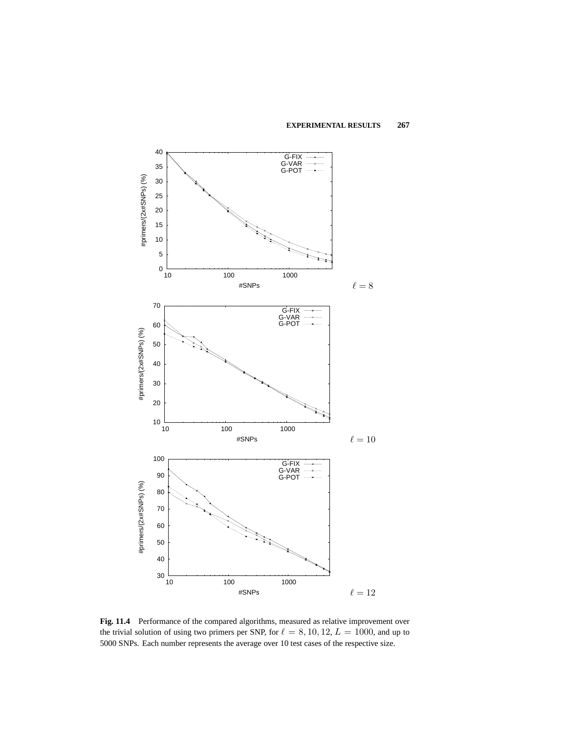**Fig. 11.4** Performance of the compared algorithms, measured as relative improvement over the trivial solution of using two primers per SNP, for $\ell = 8, 10, 12$, $L = 1000$, and up to 5000 SNPs. Each number represents the average over 10 test cases of the respective size.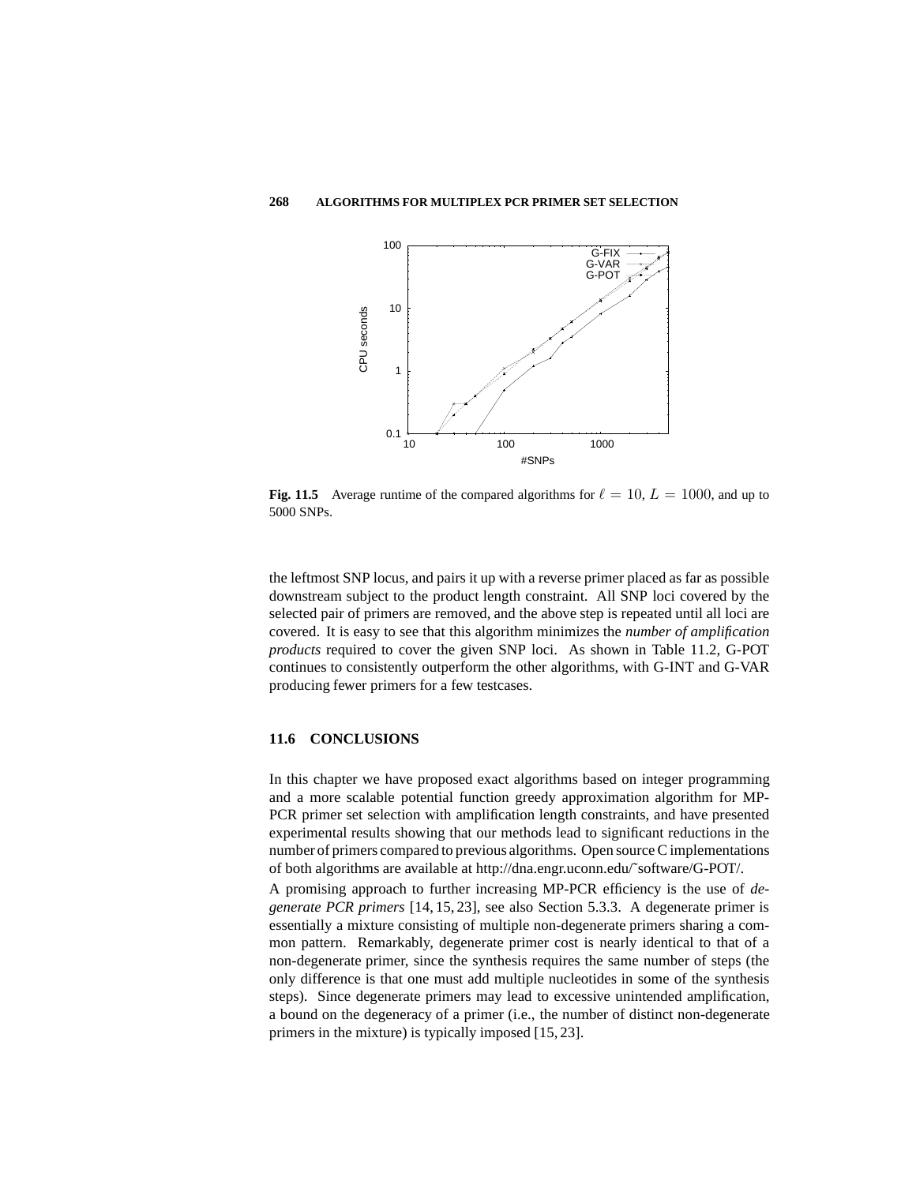**Fig. 11.5** Average runtime of the compared algorithms for $\ell = 10$, $L = 1000$, and up to 5000 SNPs.

the leftmost SNP locus, and pairs it up with a reverse primer placed as far as possible downstream subject to the product length constraint. All SNP loci covered by the selected pair of primers are removed, and the above step is repeated until all loci are covered. It is easy to see that this algorithm minimizes the *number of amplification products* required to cover the given SNP loci. As shown in Table 11.2, G-POT continues to consistently outperform the other algorithms, with G-INT and G-VAR producing fewer primers for a few testcases.

## 11.6 CONCLUSIONS

In this chapter we have proposed exact algorithms based on integer programming and a more scalable potential function greedy approximation algorithm for MP-PCR primer set selection with amplification length constraints, and have presented experimental results showing that our methods lead to significant reductions in the number of primers compared to previous algorithms. Open source C implementations of both algorithms are available at http://dna.engr.uconn.edu/~software/G-POT/.

A promising approach to further increasing MP-PCR efficiency is the use of *degenerate PCR primers* [14, 15, 23], see also Section 5.3.3. A degenerate primer is essentially a mixture consisting of multiple non-degenerate primers sharing a common pattern. Remarkably, degenerate primer cost is nearly identical to that of a non-degenerate primer, since the synthesis requires the same number of steps (the only difference is that one must add multiple nucleotides in some of the synthesis steps). Since degenerate primers may lead to excessive unintended amplification, a bound on the degeneracy of a primer (i.e., the number of distinct non-degenerate primers in the mixture) is typically imposed [15, 23].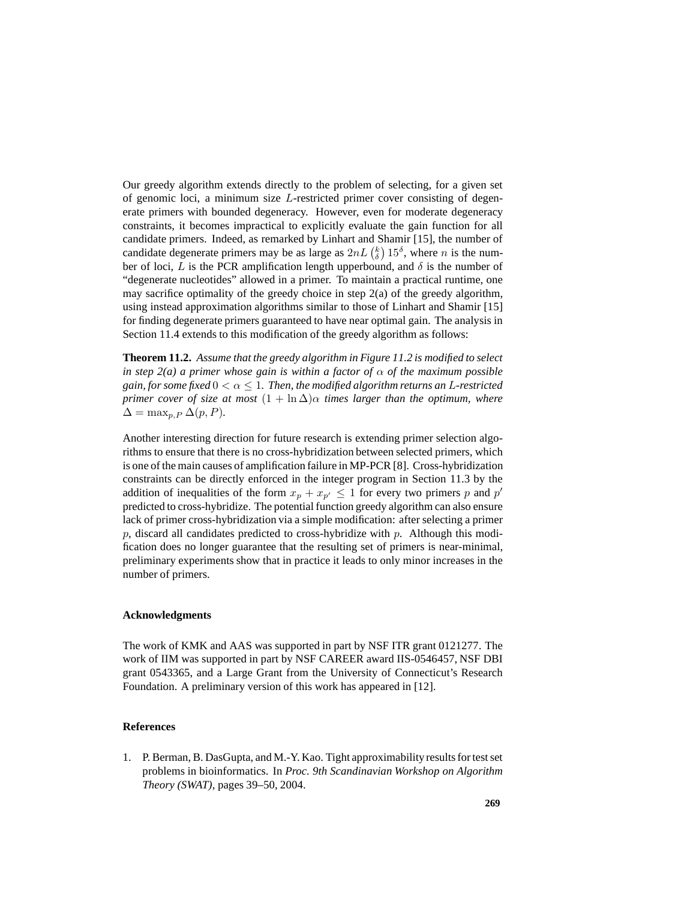Our greedy algorithm extends directly to the problem of selecting, for a given set of genomic loci, a minimum size $L$-restricted primer cover consisting of degenerate primers with bounded degeneracy. However, even for moderate degeneracy constraints, it becomes impractical to explicitly evaluate the gain function for all candidate primers. Indeed, as remarked by Linhart and Shamir [15], the number of candidate degenerate primers may be as large as $2nL\binom{k}{\delta}15^{\delta}$, where $n$ is the number of loci, $L$ is the PCR amplification length upperbound, and $\delta$ is the number of "degenerate nucleotides" allowed in a primer. To maintain a practical runtime, one may sacrifice optimality of the greedy choice in step 2(a) of the greedy algorithm, using instead approximation algorithms similar to those of Linhart and Shamir [15] for finding degenerate primers guaranteed to have near optimal gain. The analysis in Section 11.4 extends to this modification of the greedy algorithm as follows:

**Theorem 11.2.** *Assume that the greedy algorithm in Figure 11.2 is modified to select in step 2(a) a primer whose gain is within a factor of $\alpha$ of the maximum possible gain, for some fixed $0 < \alpha \leq 1$. Then, the modified algorithm returns an $L$-restricted primer cover of size at most $(1 + \ln \Delta)\alpha$ times larger than the optimum, where $\Delta = \max_{p,P} \Delta(p, P)$.*

Another interesting direction for future research is extending primer selection algorithms to ensure that there is no cross-hybridization between selected primers, which is one of the main causes of amplification failure in MP-PCR [8]. Cross-hybridization constraints can be directly enforced in the integer program in Section 11.3 by the addition of inequalities of the form $x_p + x_{p'} \leq 1$ for every two primers $p$ and $p'$ predicted to cross-hybridize. The potential function greedy algorithm can also ensure lack of primer cross-hybridization via a simple modification: after selecting a primer $p$, discard all candidates predicted to cross-hybridize with $p$. Although this modification does no longer guarantee that the resulting set of primers is near-minimal, preliminary experiments show that in practice it leads to only minor increases in the number of primers.

### Acknowledgments

The work of KMK and AAS was supported in part by NSF ITR grant 0121277. The work of IIM was supported in part by NSF CAREER award IIS-0546457, NSF DBI grant 0543365, and a Large Grant from the University of Connecticut's Research Foundation. A preliminary version of this work has appeared in [12].

### References

1. P. Berman, B. DasGupta, and M.-Y. Kao. Tight approximability results for test set problems in bioinformatics. In *Proc. 9th Scandinavian Workshop on Algorithm Theory (SWAT)*, pages 39–50, 2004.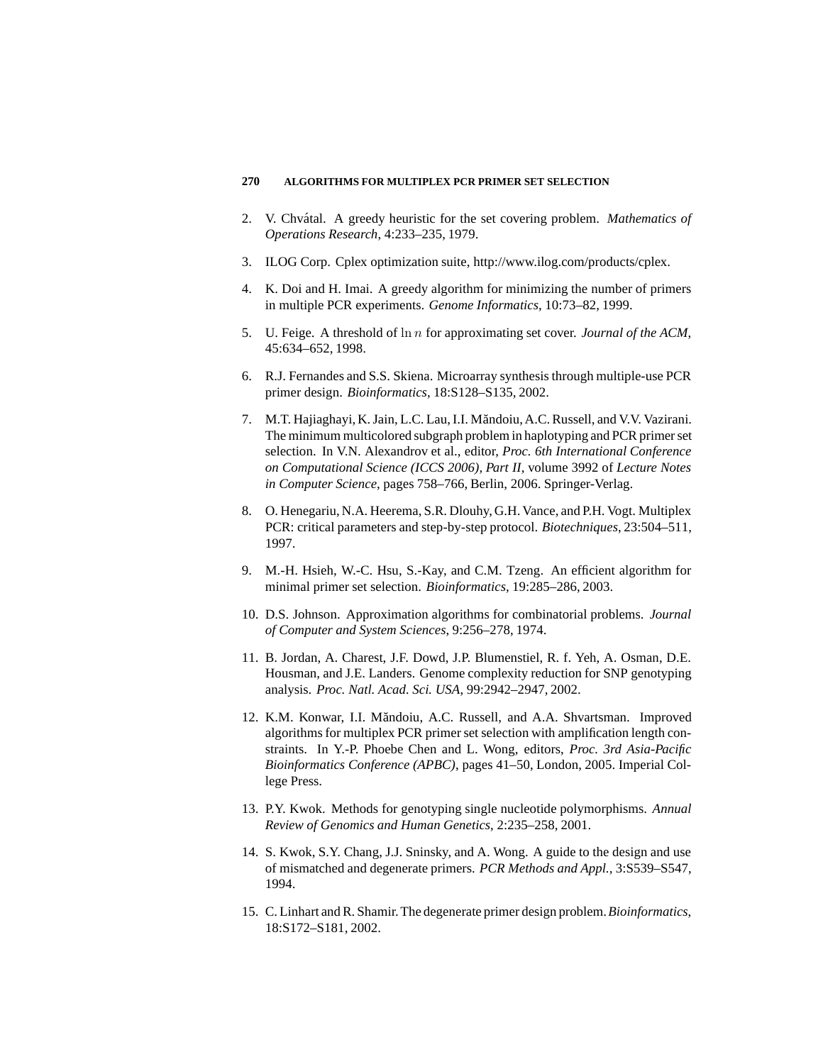2. V. Chvátal. A greedy heuristic for the set covering problem. *Mathematics of Operations Research*, 4:233–235, 1979.

3. ILOG Corp. Cplex optimization suite, http://www.ilog.com/products/cplex.

4. K. Doi and H. Imai. A greedy algorithm for minimizing the number of primers in multiple PCR experiments. *Genome Informatics*, 10:73–82, 1999.

5. U. Feige. A threshold of $\ln n$ for approximating set cover. *Journal of the ACM*, 45:634–652, 1998.

6. R.J. Fernandes and S.S. Skiena. Microarray synthesis through multiple-use PCR primer design. *Bioinformatics*, 18:S128–S135, 2002.

7. M.T. Hajiaghayi, K. Jain, L.C. Lau, I.I. Măndoiu, A.C. Russell, and V.V. Vazirani. The minimum multicolored subgraph problem in haplotyping and PCR primer set selection. In V.N. Alexandrov et al., editor, *Proc. 6th International Conference on Computational Science (ICCS 2006), Part II*, volume 3992 of *Lecture Notes in Computer Science*, pages 758–766, Berlin, 2006. Springer-Verlag.

8. O. Henegariu, N.A. Heerema, S.R. Dlouhy, G.H. Vance, and P.H. Vogt. Multiplex PCR: critical parameters and step-by-step protocol. *Biotechniques*, 23:504–511, 1997.

9. M.-H. Hsieh, W.-C. Hsu, S.-Kay, and C.M. Tzeng. An efficient algorithm for minimal primer set selection. *Bioinformatics*, 19:285–286, 2003.

10. D.S. Johnson. Approximation algorithms for combinatorial problems. *Journal of Computer and System Sciences*, 9:256–278, 1974.

11. B. Jordan, A. Charest, J.F. Dowd, J.P. Blumenstiel, R. f. Yeh, A. Osman, D.E. Housman, and J.E. Landers. Genome complexity reduction for SNP genotyping analysis. *Proc. Natl. Acad. Sci. USA*, 99:2942–2947, 2002.

12. K.M. Konwar, I.I. Măndoiu, A.C. Russell, and A.A. Shvartsman. Improved algorithms for multiplex PCR primer set selection with amplification length constraints. In Y.-P. Phoebe Chen and L. Wong, editors, *Proc. 3rd Asia-Pacific Bioinformatics Conference (APBC)*, pages 41–50, London, 2005. Imperial College Press.

13. P.Y. Kwok. Methods for genotyping single nucleotide polymorphisms. *Annual Review of Genomics and Human Genetics*, 2:235–258, 2001.

14. S. Kwok, S.Y. Chang, J.J. Sninsky, and A. Wong. A guide to the design and use of mismatched and degenerate primers. *PCR Methods and Appl.*, 3:S539–S547, 1994.

15. C. Linhart and R. Shamir. The degenerate primer design problem. *Bioinformatics*, 18:S172–S181, 2002.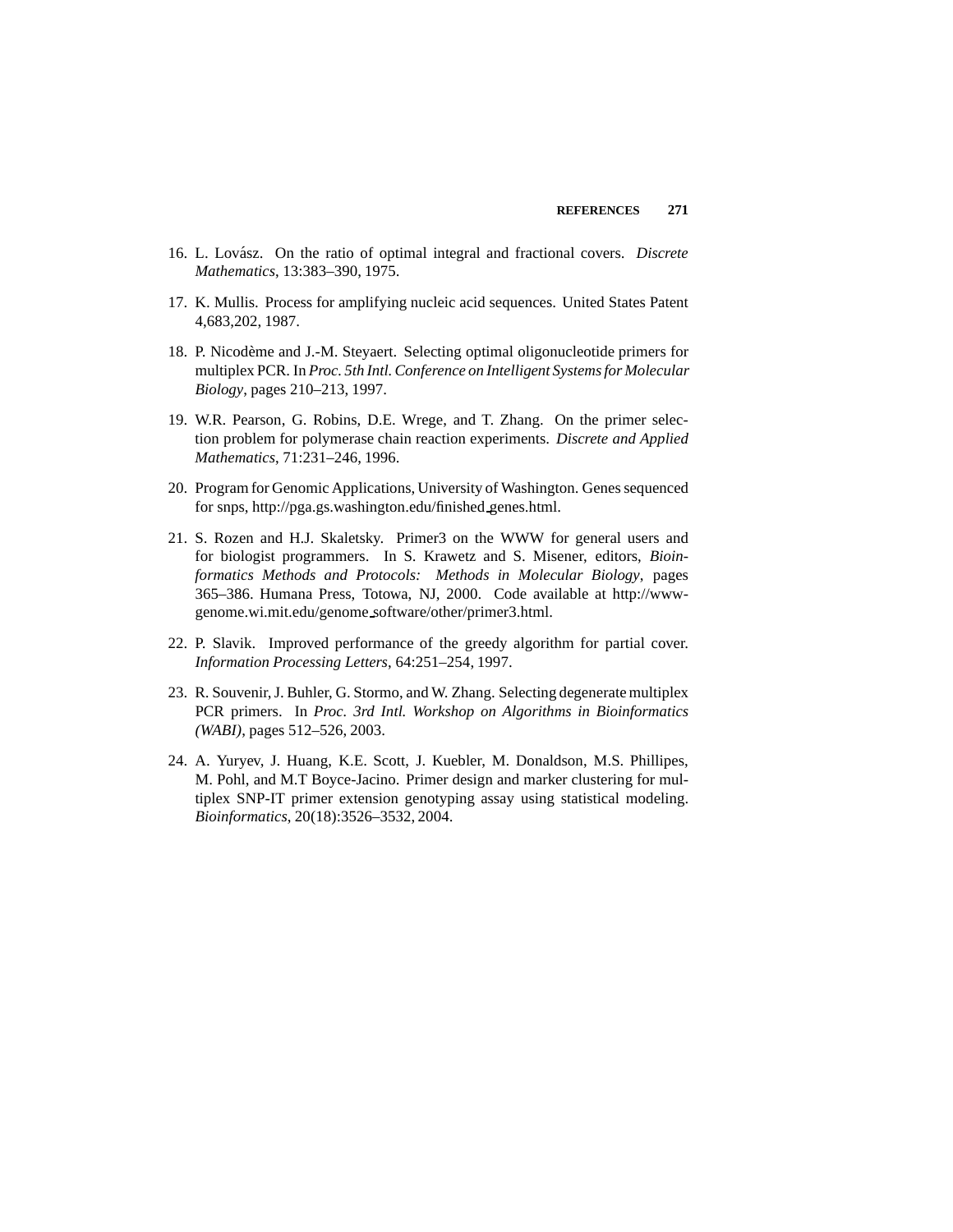16. L. Lovász. On the ratio of optimal integral and fractional covers. *Discrete Mathematics*, 13:383–390, 1975.

17. K. Mullis. Process for amplifying nucleic acid sequences. United States Patent 4,683,202, 1987.

18. P. Nicodème and J.-M. Steyaert. Selecting optimal oligonucleotide primers for multiplex PCR. In *Proc. 5th Intl. Conference on Intelligent Systems for Molecular Biology*, pages 210–213, 1997.

19. W.R. Pearson, G. Robins, D.E. Wrege, and T. Zhang. On the primer selection problem for polymerase chain reaction experiments. *Discrete and Applied Mathematics*, 71:231–246, 1996.

20. Program for Genomic Applications, University of Washington. Genes sequenced for snps, http://pga.gs.washington.edu/finished_genes.html.

21. S. Rozen and H.J. Skaletsky. Primer3 on the WWW for general users and for biologist programmers. In S. Krawetz and S. Misener, editors, *Bioinformatics Methods and Protocols: Methods in Molecular Biology*, pages 365–386. Humana Press, Totowa, NJ, 2000. Code available at http://www-genome.wi.mit.edu/genome_software/other/primer3.html.

22. P. Slavik. Improved performance of the greedy algorithm for partial cover. *Information Processing Letters*, 64:251–254, 1997.

23. R. Souvenir, J. Buhler, G. Stormo, and W. Zhang. Selecting degenerate multiplex PCR primers. In *Proc. 3rd Intl. Workshop on Algorithms in Bioinformatics (WABI)*, pages 512–526, 2003.

24. A. Yuryev, J. Huang, K.E. Scott, J. Kuebler, M. Donaldson, M.S. Phillipes, M. Pohl, and M.T Boyce-Jacino. Primer design and marker clustering for multiplex SNP-IT primer extension genotyping assay using statistical modeling. *Bioinformatics*, 20(18):3526–3532, 2004.